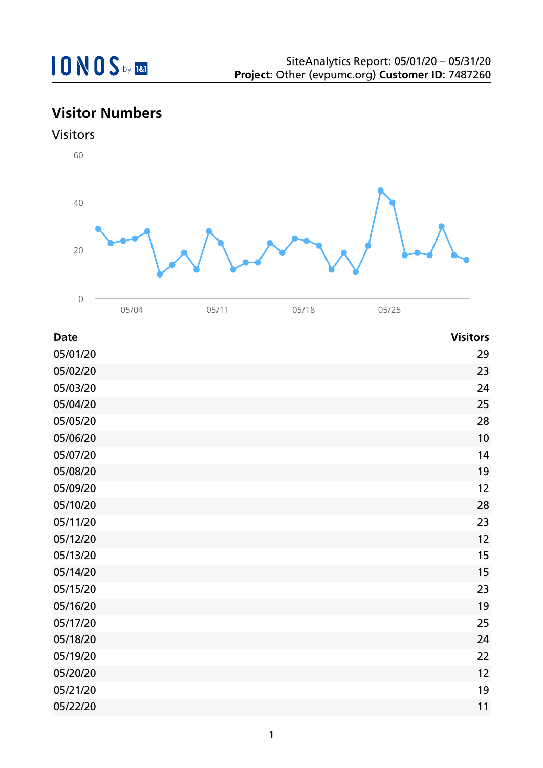IONOS by 1&1

SiteAnalytics Report: 05/01/20 – 05/31/20
**Project:** Other (evpumc.org) **Customer ID:** 7487260

## Visitor Numbers

### Visitors

| Date | Visitors |
|---|---|
| 05/01/20 | 29 |
| 05/02/20 | 23 |
| 05/03/20 | 24 |
| 05/04/20 | 25 |
| 05/05/20 | 28 |
| 05/06/20 | 10 |
| 05/07/20 | 14 |
| 05/08/20 | 19 |
| 05/09/20 | 12 |
| 05/10/20 | 28 |
| 05/11/20 | 23 |
| 05/12/20 | 12 |
| 05/13/20 | 15 |
| 05/14/20 | 15 |
| 05/15/20 | 23 |
| 05/16/20 | 19 |
| 05/17/20 | 25 |
| 05/18/20 | 24 |
| 05/19/20 | 22 |
| 05/20/20 | 12 |
| 05/21/20 | 19 |
| 05/22/20 | 11 |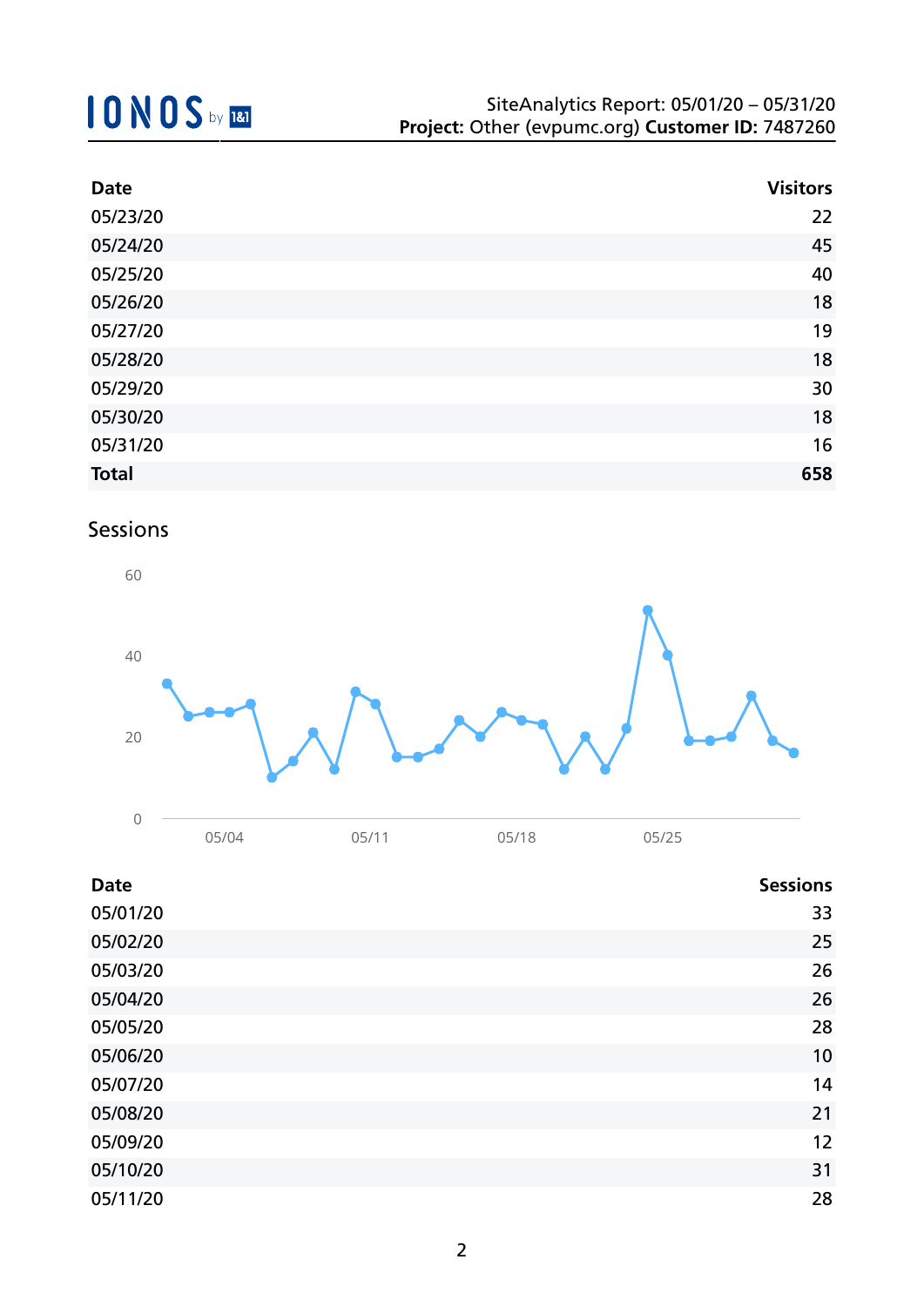| Date | Visitors |
|---|---|
| 05/23/20 | 22 |
| 05/24/20 | 45 |
| 05/25/20 | 40 |
| 05/26/20 | 18 |
| 05/27/20 | 19 |
| 05/28/20 | 18 |
| 05/29/20 | 30 |
| 05/30/20 | 18 |
| 05/31/20 | 16 |
| **Total** | **658** |

## Sessions

| Date | Sessions |
|---|---|
| 05/01/20 | 33 |
| 05/02/20 | 25 |
| 05/03/20 | 26 |
| 05/04/20 | 26 |
| 05/05/20 | 28 |
| 05/06/20 | 10 |
| 05/07/20 | 14 |
| 05/08/20 | 21 |
| 05/09/20 | 12 |
| 05/10/20 | 31 |
| 05/11/20 | 28 |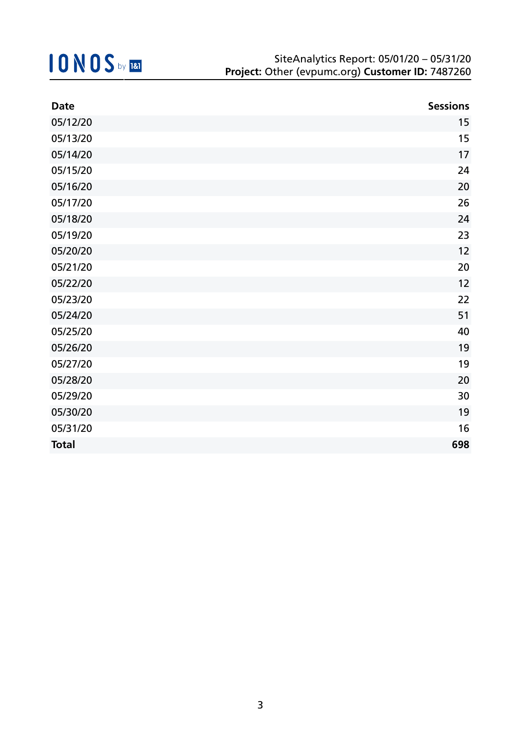| Date | Sessions |
|---|---:|
| 05/12/20 | 15 |
| 05/13/20 | 15 |
| 05/14/20 | 17 |
| 05/15/20 | 24 |
| 05/16/20 | 20 |
| 05/17/20 | 26 |
| 05/18/20 | 24 |
| 05/19/20 | 23 |
| 05/20/20 | 12 |
| 05/21/20 | 20 |
| 05/22/20 | 12 |
| 05/23/20 | 22 |
| 05/24/20 | 51 |
| 05/25/20 | 40 |
| 05/26/20 | 19 |
| 05/27/20 | 19 |
| 05/28/20 | 20 |
| 05/29/20 | 30 |
| 05/30/20 | 19 |
| 05/31/20 | 16 |
| **Total** | **698** |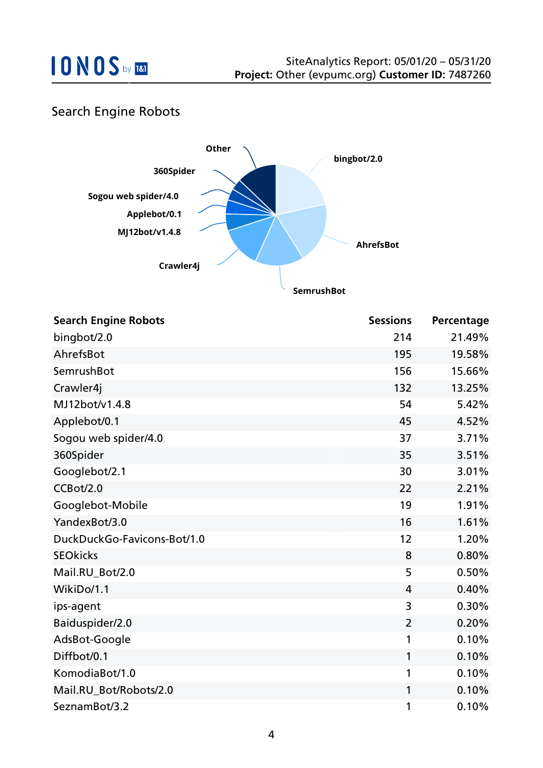## Search Engine Robots

| Search Engine Robots | Sessions | Percentage |
|---|---|---|
| bingbot/2.0 | 214 | 21.49% |
| AhrefsBot | 195 | 19.58% |
| SemrushBot | 156 | 15.66% |
| Crawler4j | 132 | 13.25% |
| MJ12bot/v1.4.8 | 54 | 5.42% |
| Applebot/0.1 | 45 | 4.52% |
| Sogou web spider/4.0 | 37 | 3.71% |
| 360Spider | 35 | 3.51% |
| Googlebot/2.1 | 30 | 3.01% |
| CCBot/2.0 | 22 | 2.21% |
| Googlebot-Mobile | 19 | 1.91% |
| YandexBot/3.0 | 16 | 1.61% |
| DuckDuckGo-Favicons-Bot/1.0 | 12 | 1.20% |
| SEOkicks | 8 | 0.80% |
| Mail.RU_Bot/2.0 | 5 | 0.50% |
| WikiDo/1.1 | 4 | 0.40% |
| ips-agent | 3 | 0.30% |
| Baiduspider/2.0 | 2 | 0.20% |
| AdsBot-Google | 1 | 0.10% |
| Diffbot/0.1 | 1 | 0.10% |
| KomodiaBot/1.0 | 1 | 0.10% |
| Mail.RU_Bot/Robots/2.0 | 1 | 0.10% |
| SeznamBot/3.2 | 1 | 0.10% |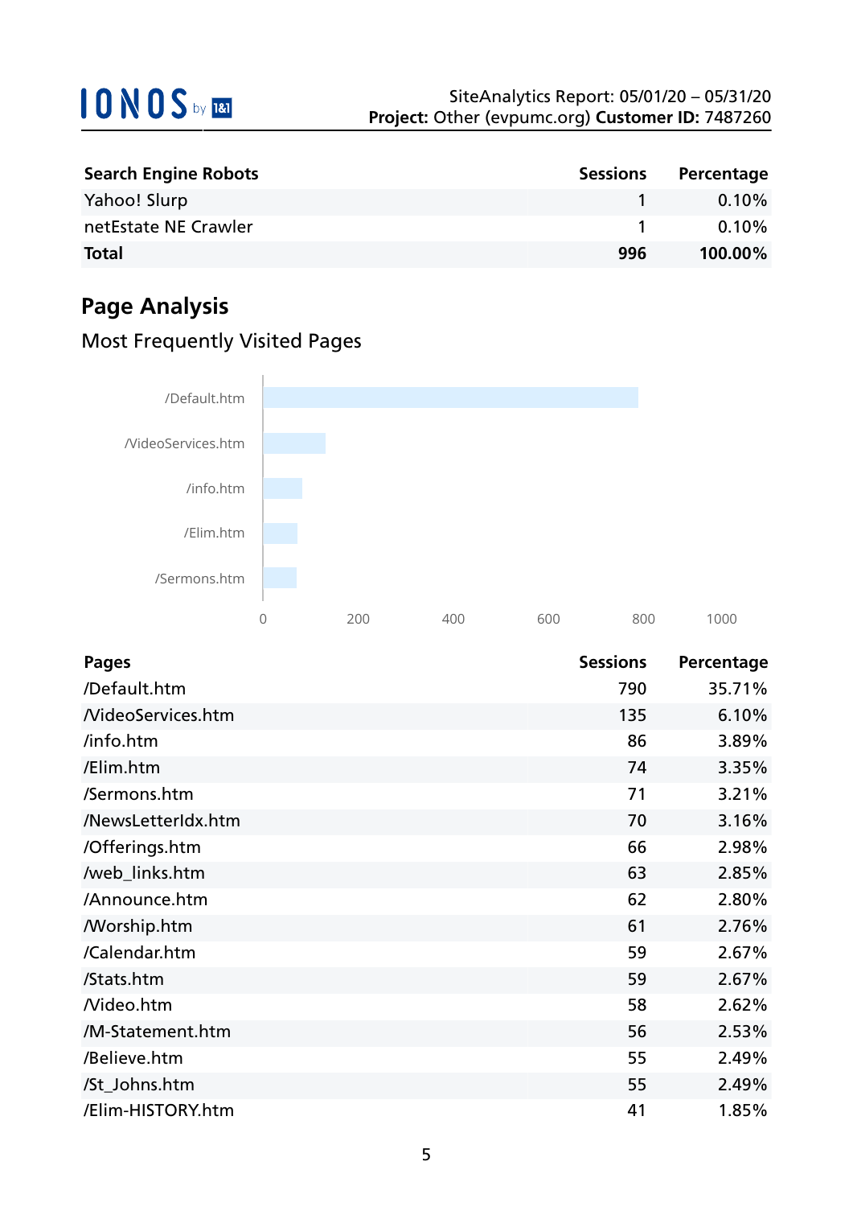| Search Engine Robots | Sessions | Percentage |
|---|---|---|
| Yahoo! Slurp | 1 | 0.10% |
| netEstate NE Crawler | 1 | 0.10% |
| **Total** | **996** | **100.00%** |

## Page Analysis

### Most Frequently Visited Pages

| Pages | Sessions | Percentage |
|---|---|---|
| /Default.htm | 790 | 35.71% |
| /VideoServices.htm | 135 | 6.10% |
| /info.htm | 86 | 3.89% |
| /Elim.htm | 74 | 3.35% |
| /Sermons.htm | 71 | 3.21% |
| /NewsLetterIdx.htm | 70 | 3.16% |
| /Offerings.htm | 66 | 2.98% |
| /web_links.htm | 63 | 2.85% |
| /Announce.htm | 62 | 2.80% |
| /Worship.htm | 61 | 2.76% |
| /Calendar.htm | 59 | 2.67% |
| /Stats.htm | 59 | 2.67% |
| /Video.htm | 58 | 2.62% |
| /M-Statement.htm | 56 | 2.53% |
| /Believe.htm | 55 | 2.49% |
| /St_Johns.htm | 55 | 2.49% |
| /Elim-HISTORY.htm | 41 | 1.85% |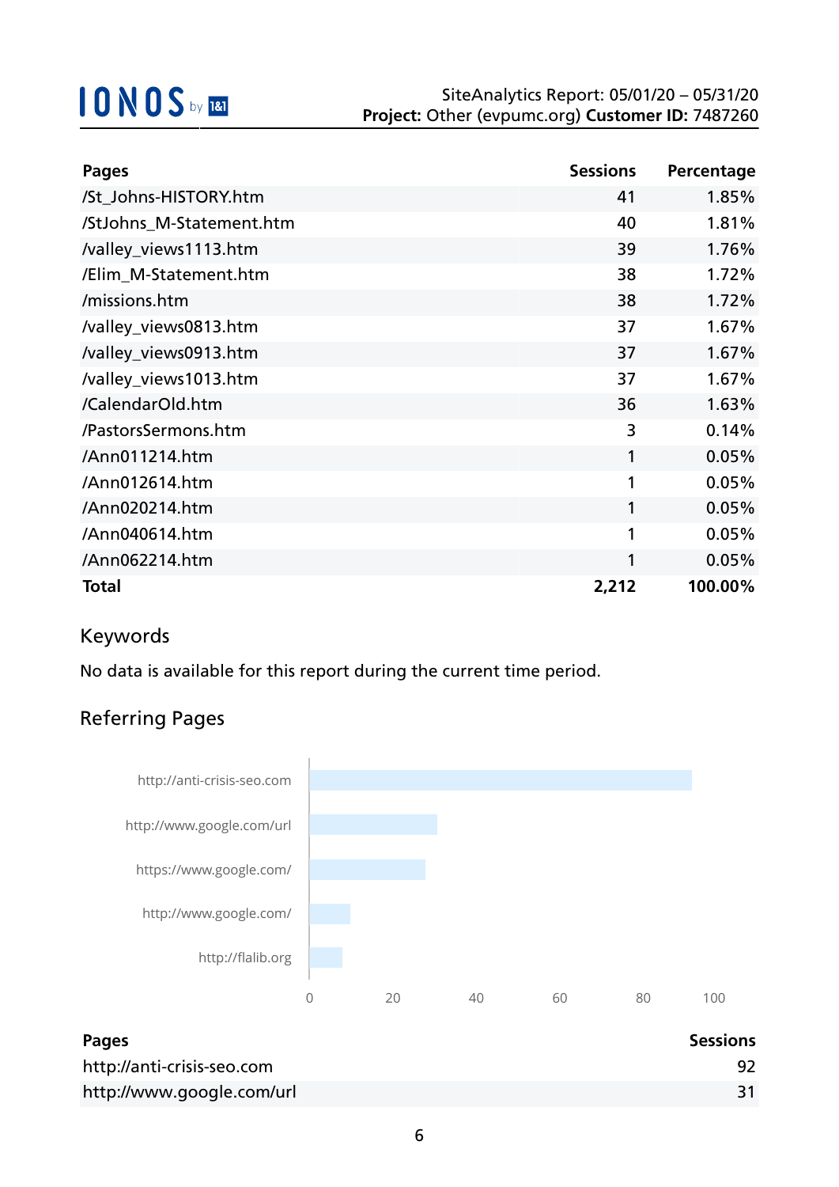| Pages | Sessions | Percentage |
|---|---|---|
| /St_Johns-HISTORY.htm | 41 | 1.85% |
| /StJohns_M-Statement.htm | 40 | 1.81% |
| /valley_views1113.htm | 39 | 1.76% |
| /Elim_M-Statement.htm | 38 | 1.72% |
| /missions.htm | 38 | 1.72% |
| /valley_views0813.htm | 37 | 1.67% |
| /valley_views0913.htm | 37 | 1.67% |
| /valley_views1013.htm | 37 | 1.67% |
| /CalendarOld.htm | 36 | 1.63% |
| /PastorsSermons.htm | 3 | 0.14% |
| /Ann011214.htm | 1 | 0.05% |
| /Ann012614.htm | 1 | 0.05% |
| /Ann020214.htm | 1 | 0.05% |
| /Ann040614.htm | 1 | 0.05% |
| /Ann062214.htm | 1 | 0.05% |
| **Total** | **2,212** | **100.00%** |

## Keywords

No data is available for this report during the current time period.

## Referring Pages

| Pages | Sessions |
|---|---|
| http://anti-crisis-seo.com | 92 |
| http://www.google.com/url | 31 |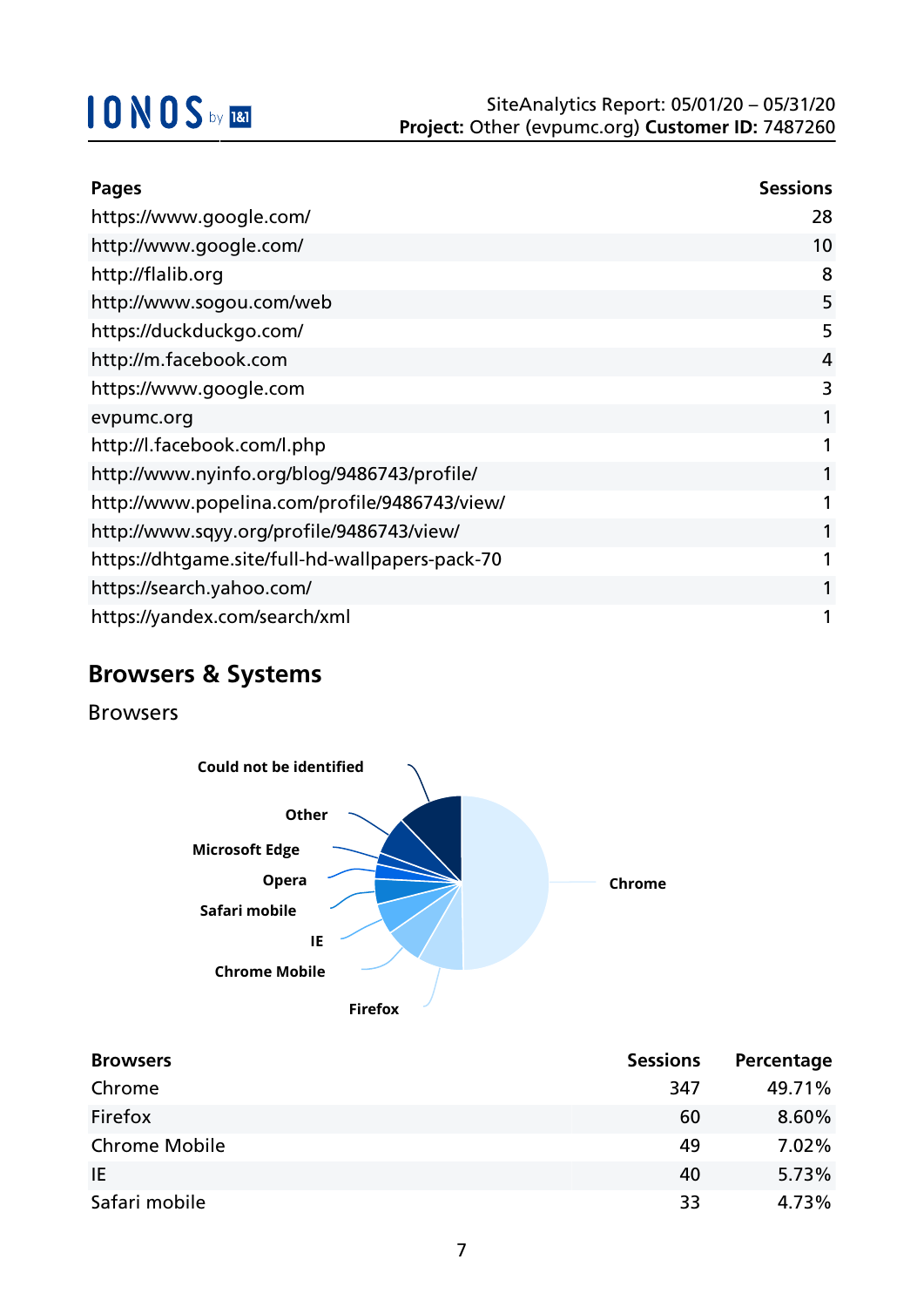| Pages | Sessions |
|---|---|
| https://www.google.com/ | 28 |
| http://www.google.com/ | 10 |
| http://flalib.org | 8 |
| http://www.sogou.com/web | 5 |
| https://duckduckgo.com/ | 5 |
| http://m.facebook.com | 4 |
| https://www.google.com | 3 |
| evpumc.org | 1 |
| http://l.facebook.com/l.php | 1 |
| http://www.nyinfo.org/blog/9486743/profile/ | 1 |
| http://www.popelina.com/profile/9486743/view/ | 1 |
| http://www.sqyy.org/profile/9486743/view/ | 1 |
| https://dhtgame.site/full-hd-wallpapers-pack-70 | 1 |
| https://search.yahoo.com/ | 1 |
| https://yandex.com/search/xml | 1 |

## Browsers & Systems

### Browsers

| Browsers | Sessions | Percentage |
|---|---|---|
| Chrome | 347 | 49.71% |
| Firefox | 60 | 8.60% |
| Chrome Mobile | 49 | 7.02% |
| IE | 40 | 5.73% |
| Safari mobile | 33 | 4.73% |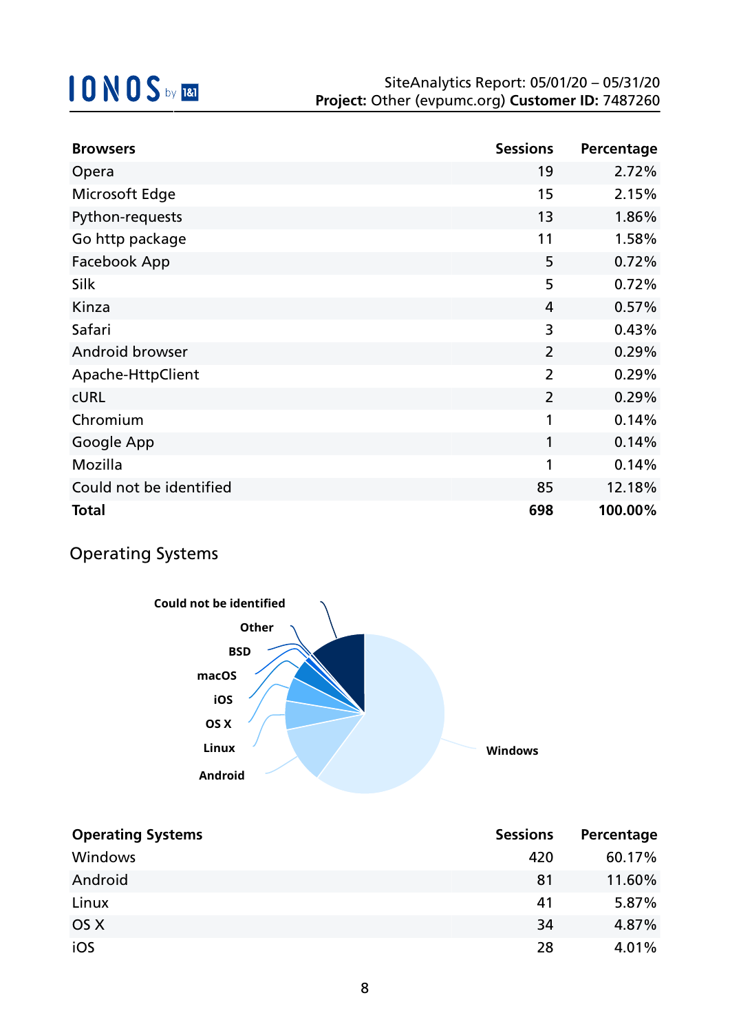| Browsers | Sessions | Percentage |
|---|---|---|
| Opera | 19 | 2.72% |
| Microsoft Edge | 15 | 2.15% |
| Python-requests | 13 | 1.86% |
| Go http package | 11 | 1.58% |
| Facebook App | 5 | 0.72% |
| Silk | 5 | 0.72% |
| Kinza | 4 | 0.57% |
| Safari | 3 | 0.43% |
| Android browser | 2 | 0.29% |
| Apache-HttpClient | 2 | 0.29% |
| cURL | 2 | 0.29% |
| Chromium | 1 | 0.14% |
| Google App | 1 | 0.14% |
| Mozilla | 1 | 0.14% |
| Could not be identified | 85 | 12.18% |
| **Total** | **698** | **100.00%** |

## Operating Systems

| Operating Systems | Sessions | Percentage |
|---|---|---|
| Windows | 420 | 60.17% |
| Android | 81 | 11.60% |
| Linux | 41 | 5.87% |
| OS X | 34 | 4.87% |
| iOS | 28 | 4.01% |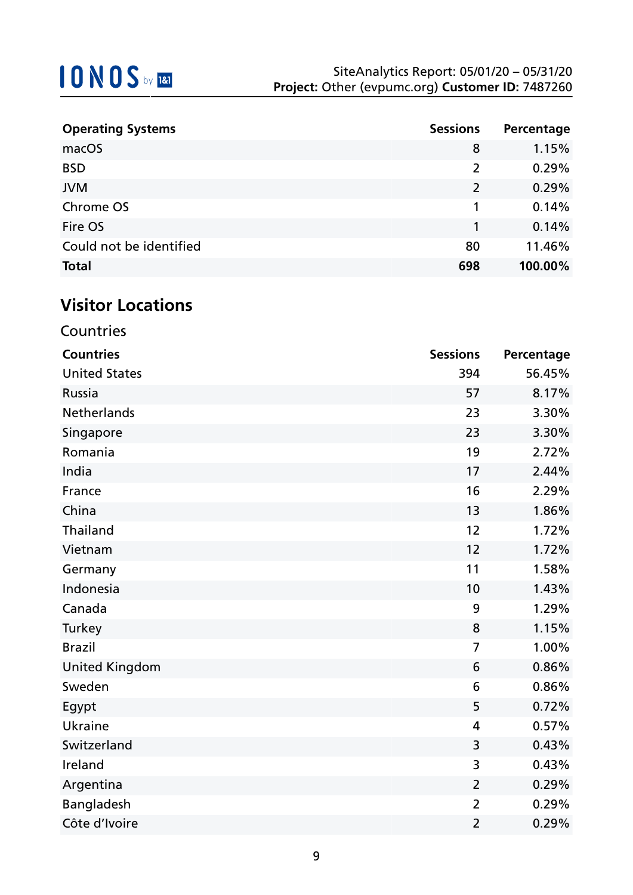| Operating Systems | Sessions | Percentage |
|---|---|---|
| macOS | 8 | 1.15% |
| BSD | 2 | 0.29% |
| JVM | 2 | 0.29% |
| Chrome OS | 1 | 0.14% |
| Fire OS | 1 | 0.14% |
| Could not be identified | 80 | 11.46% |
| **Total** | **698** | **100.00%** |

## Visitor Locations

### Countries

| Countries | Sessions | Percentage |
|---|---|---|
| United States | 394 | 56.45% |
| Russia | 57 | 8.17% |
| Netherlands | 23 | 3.30% |
| Singapore | 23 | 3.30% |
| Romania | 19 | 2.72% |
| India | 17 | 2.44% |
| France | 16 | 2.29% |
| China | 13 | 1.86% |
| Thailand | 12 | 1.72% |
| Vietnam | 12 | 1.72% |
| Germany | 11 | 1.58% |
| Indonesia | 10 | 1.43% |
| Canada | 9 | 1.29% |
| Turkey | 8 | 1.15% |
| Brazil | 7 | 1.00% |
| United Kingdom | 6 | 0.86% |
| Sweden | 6 | 0.86% |
| Egypt | 5 | 0.72% |
| Ukraine | 4 | 0.57% |
| Switzerland | 3 | 0.43% |
| Ireland | 3 | 0.43% |
| Argentina | 2 | 0.29% |
| Bangladesh | 2 | 0.29% |
| Côte d'Ivoire | 2 | 0.29% |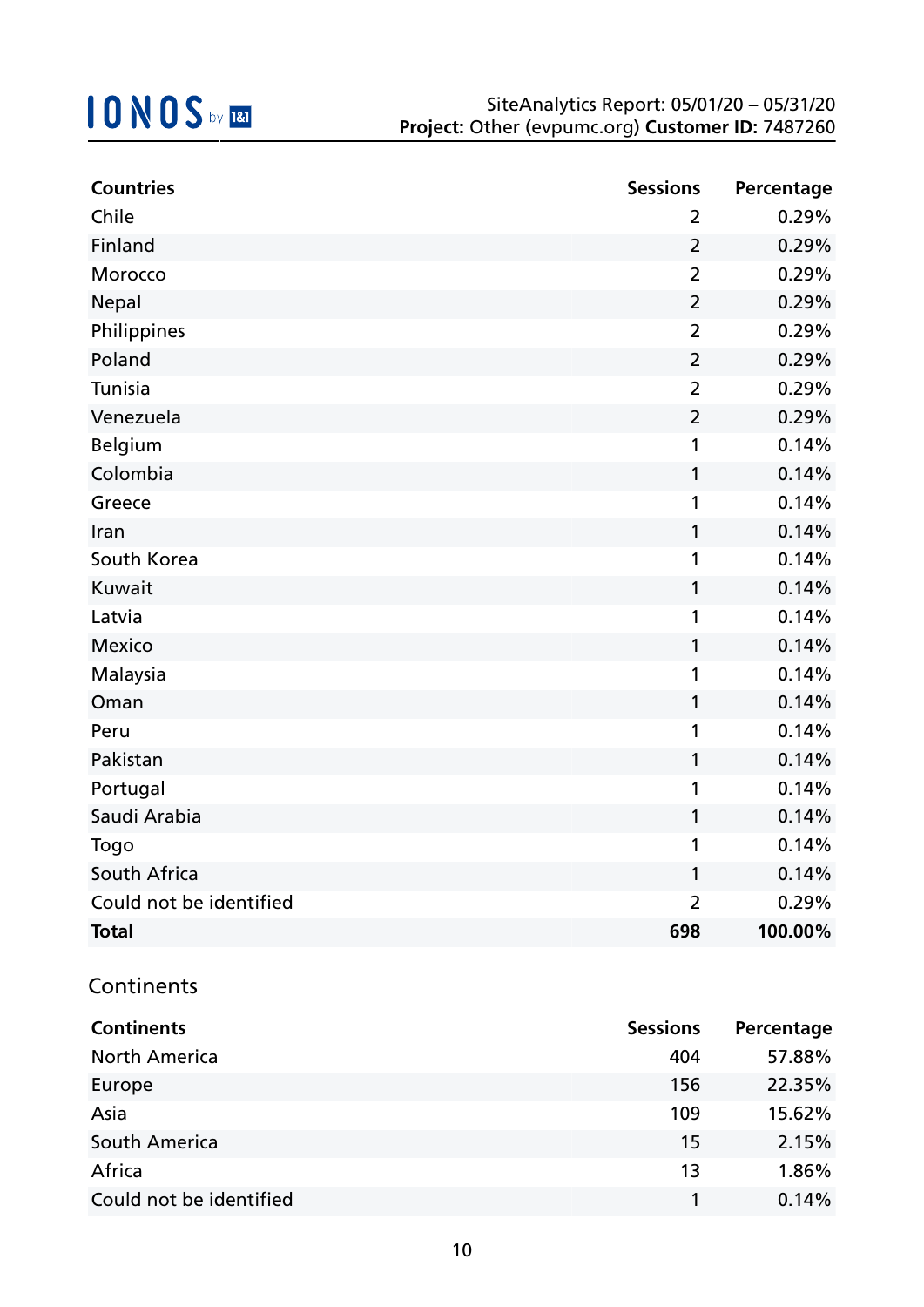| Countries | Sessions | Percentage |
|---|---|---|
| Chile | 2 | 0.29% |
| Finland | 2 | 0.29% |
| Morocco | 2 | 0.29% |
| Nepal | 2 | 0.29% |
| Philippines | 2 | 0.29% |
| Poland | 2 | 0.29% |
| Tunisia | 2 | 0.29% |
| Venezuela | 2 | 0.29% |
| Belgium | 1 | 0.14% |
| Colombia | 1 | 0.14% |
| Greece | 1 | 0.14% |
| Iran | 1 | 0.14% |
| South Korea | 1 | 0.14% |
| Kuwait | 1 | 0.14% |
| Latvia | 1 | 0.14% |
| Mexico | 1 | 0.14% |
| Malaysia | 1 | 0.14% |
| Oman | 1 | 0.14% |
| Peru | 1 | 0.14% |
| Pakistan | 1 | 0.14% |
| Portugal | 1 | 0.14% |
| Saudi Arabia | 1 | 0.14% |
| Togo | 1 | 0.14% |
| South Africa | 1 | 0.14% |
| Could not be identified | 2 | 0.29% |
| **Total** | **698** | **100.00%** |

## Continents

| Continents | Sessions | Percentage |
|---|---|---|
| North America | 404 | 57.88% |
| Europe | 156 | 22.35% |
| Asia | 109 | 15.62% |
| South America | 15 | 2.15% |
| Africa | 13 | 1.86% |
| Could not be identified | 1 | 0.14% |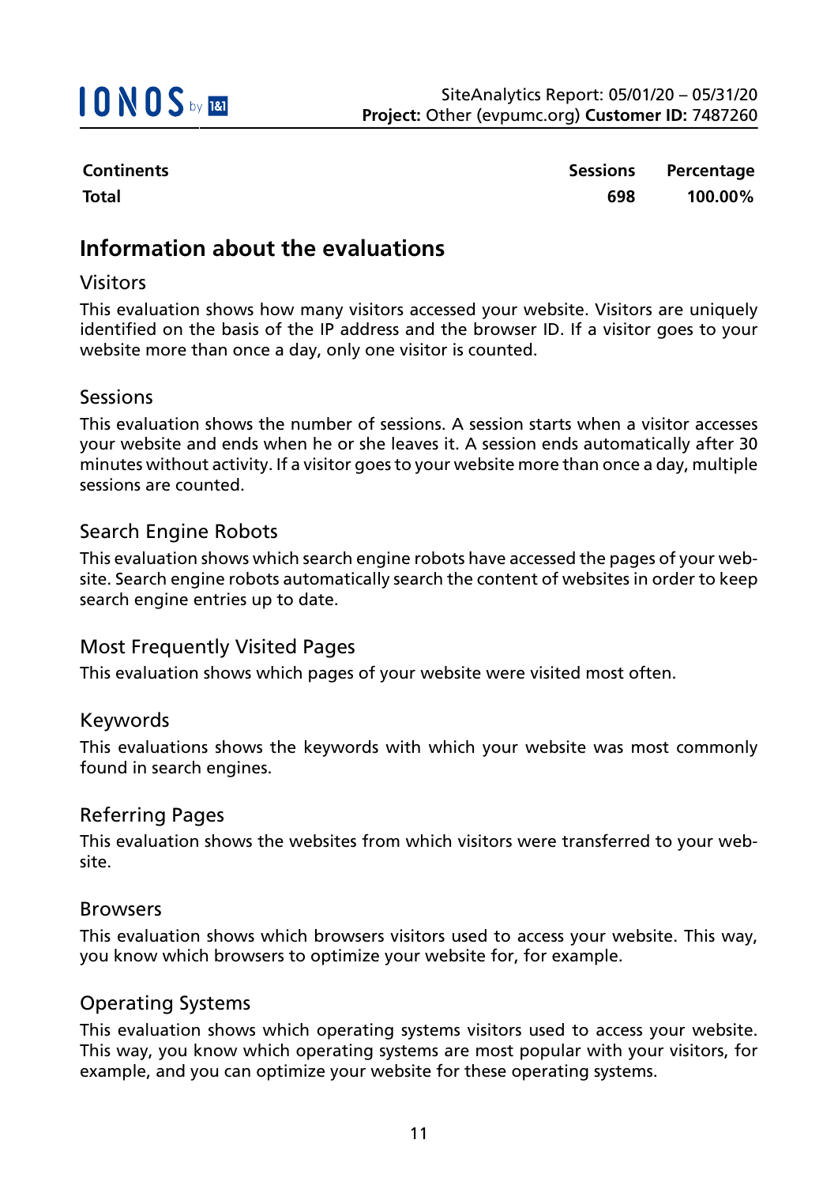| Continents | Sessions | Percentage |
| --- | --- | --- |
| **Total** | **698** | **100.00%** |

## Information about the evaluations

### Visitors

This evaluation shows how many visitors accessed your website. Visitors are uniquely identified on the basis of the IP address and the browser ID. If a visitor goes to your website more than once a day, only one visitor is counted.

### Sessions

This evaluation shows the number of sessions. A session starts when a visitor accesses your website and ends when he or she leaves it. A session ends automatically after 30 minutes without activity. If a visitor goes to your website more than once a day, multiple sessions are counted.

### Search Engine Robots

This evaluation shows which search engine robots have accessed the pages of your website. Search engine robots automatically search the content of websites in order to keep search engine entries up to date.

### Most Frequently Visited Pages

This evaluation shows which pages of your website were visited most often.

### Keywords

This evaluations shows the keywords with which your website was most commonly found in search engines.

### Referring Pages

This evaluation shows the websites from which visitors were transferred to your website.

### Browsers

This evaluation shows which browsers visitors used to access your website. This way, you know which browsers to optimize your website for, for example.

### Operating Systems

This evaluation shows which operating systems visitors used to access your website. This way, you know which operating systems are most popular with your visitors, for example, and you can optimize your website for these operating systems.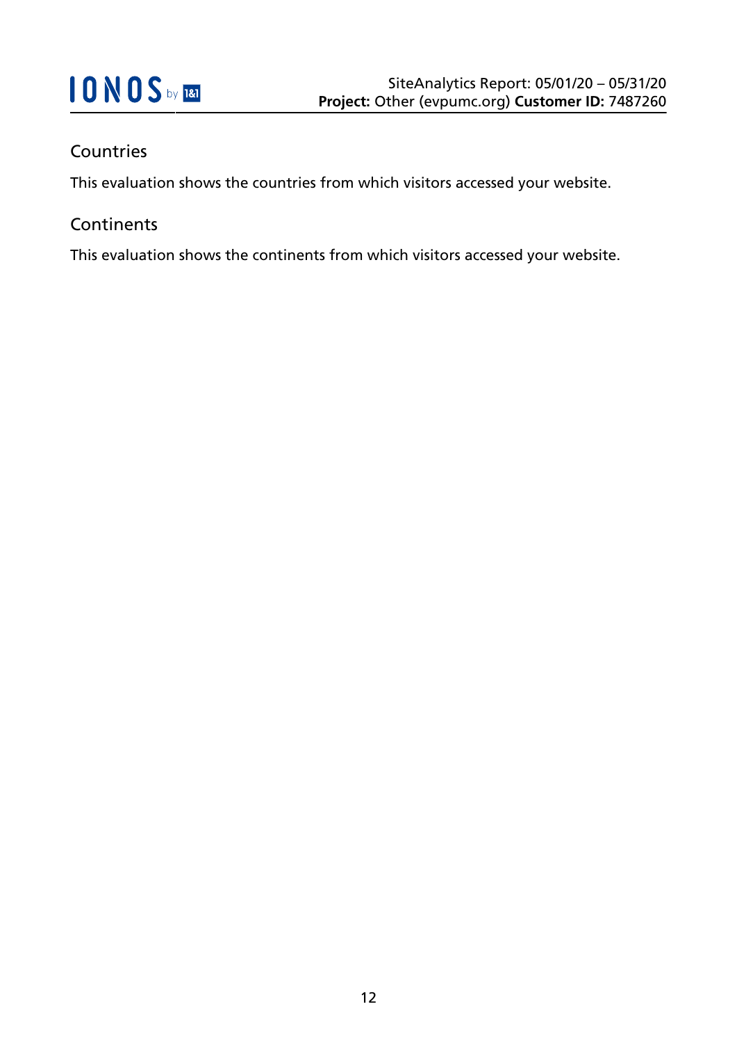## Countries

This evaluation shows the countries from which visitors accessed your website.

## Continents

This evaluation shows the continents from which visitors accessed your website.